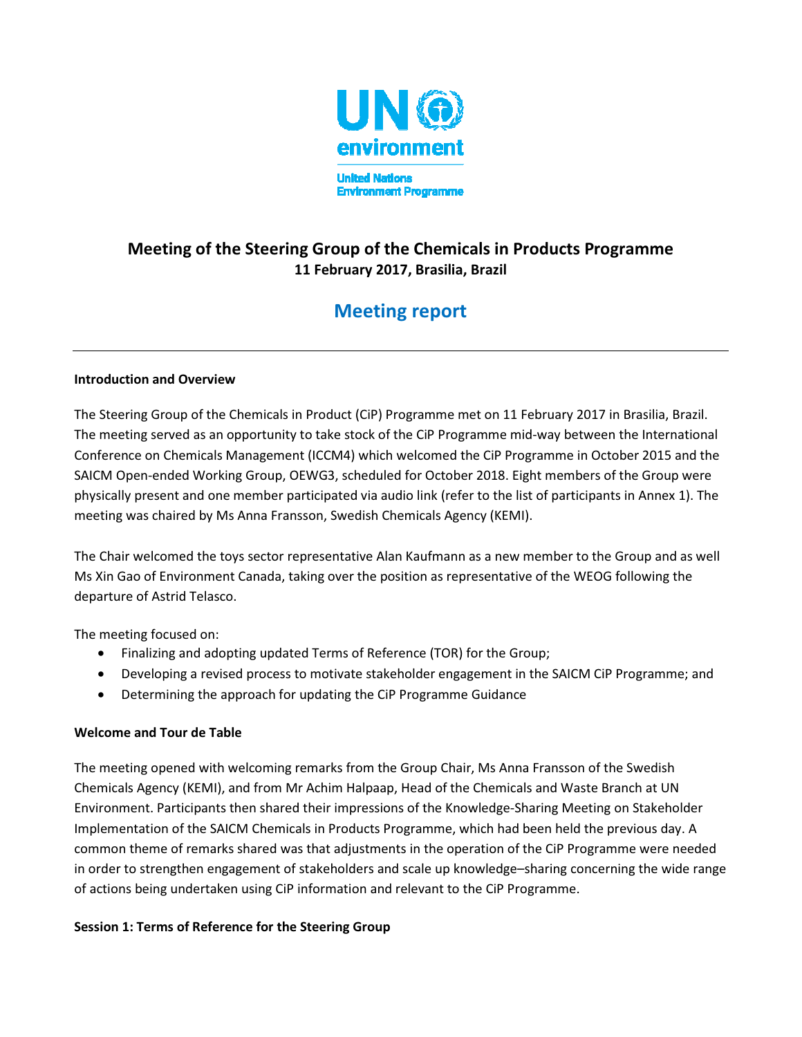UN environment

United Nations Environment Programme

# Meeting of the Steering Group of the Chemicals in Products Programme

**11 February 2017, Brasilia, Brazil**

## Meeting report

---

**Introduction and Overview**

The Steering Group of the Chemicals in Product (CiP) Programme met on 11 February 2017 in Brasilia, Brazil. The meeting served as an opportunity to take stock of the CiP Programme mid-way between the International Conference on Chemicals Management (ICCM4) which welcomed the CiP Programme in October 2015 and the SAICM Open-ended Working Group, OEWG3, scheduled for October 2018. Eight members of the Group were physically present and one member participated via audio link (refer to the list of participants in Annex 1). The meeting was chaired by Ms Anna Fransson, Swedish Chemicals Agency (KEMI).

The Chair welcomed the toys sector representative Alan Kaufmann as a new member to the Group and as well Ms Xin Gao of Environment Canada, taking over the position as representative of the WEOG following the departure of Astrid Telasco.

The meeting focused on:

- Finalizing and adopting updated Terms of Reference (TOR) for the Group;
- Developing a revised process to motivate stakeholder engagement in the SAICM CiP Programme; and
- Determining the approach for updating the CiP Programme Guidance

**Welcome and Tour de Table**

The meeting opened with welcoming remarks from the Group Chair, Ms Anna Fransson of the Swedish Chemicals Agency (KEMI), and from Mr Achim Halpaap, Head of the Chemicals and Waste Branch at UN Environment. Participants then shared their impressions of the Knowledge-Sharing Meeting on Stakeholder Implementation of the SAICM Chemicals in Products Programme, which had been held the previous day. A common theme of remarks shared was that adjustments in the operation of the CiP Programme were needed in order to strengthen engagement of stakeholders and scale up knowledge–sharing concerning the wide range of actions being undertaken using CiP information and relevant to the CiP Programme.

**Session 1: Terms of Reference for the Steering Group**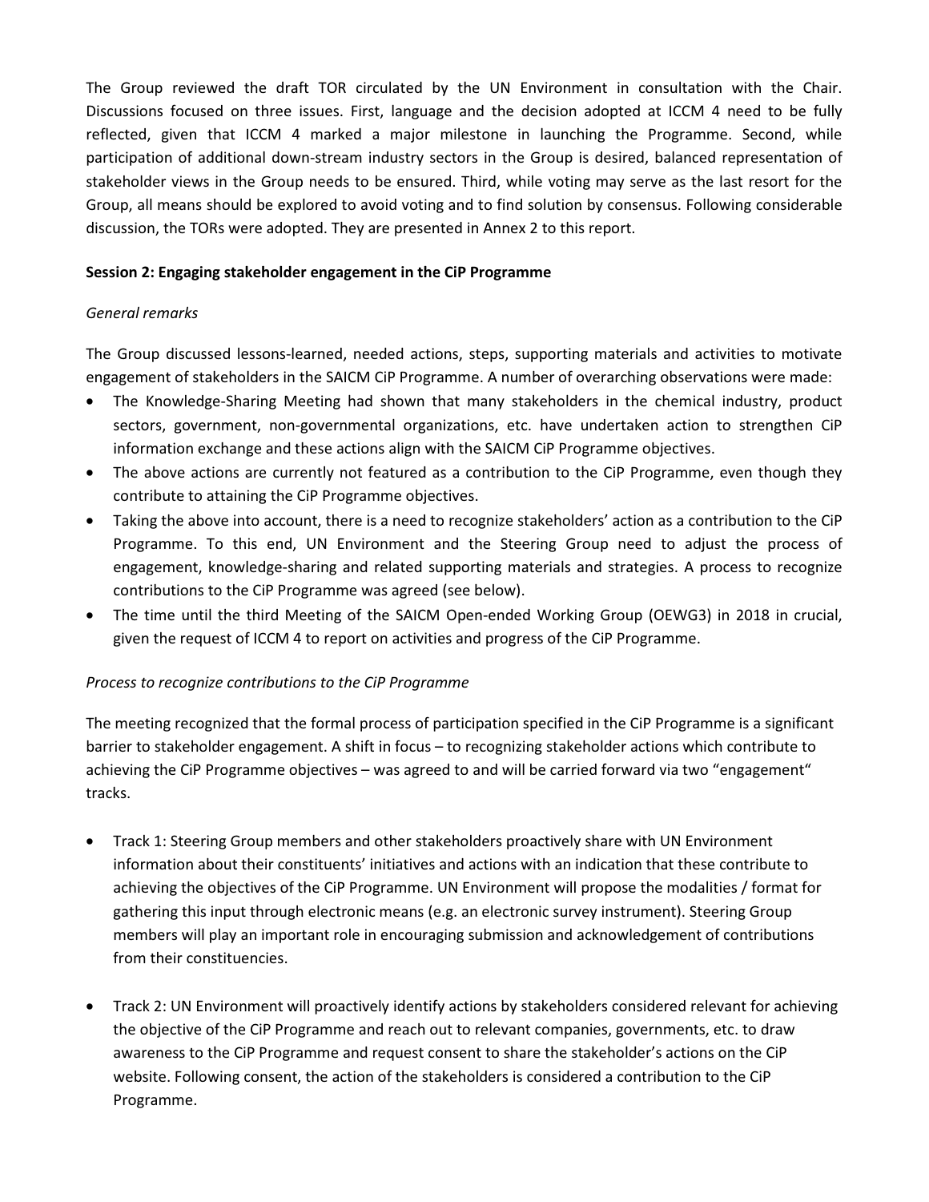The Group reviewed the draft TOR circulated by the UN Environment in consultation with the Chair. Discussions focused on three issues. First, language and the decision adopted at ICCM 4 need to be fully reflected, given that ICCM 4 marked a major milestone in launching the Programme. Second, while participation of additional down-stream industry sectors in the Group is desired, balanced representation of stakeholder views in the Group needs to be ensured. Third, while voting may serve as the last resort for the Group, all means should be explored to avoid voting and to find solution by consensus. Following considerable discussion, the TORs were adopted. They are presented in Annex 2 to this report.

**Session 2: Engaging stakeholder engagement in the CiP Programme**

*General remarks*

The Group discussed lessons-learned, needed actions, steps, supporting materials and activities to motivate engagement of stakeholders in the SAICM CiP Programme. A number of overarching observations were made:

- The Knowledge-Sharing Meeting had shown that many stakeholders in the chemical industry, product sectors, government, non-governmental organizations, etc. have undertaken action to strengthen CiP information exchange and these actions align with the SAICM CiP Programme objectives.
- The above actions are currently not featured as a contribution to the CiP Programme, even though they contribute to attaining the CiP Programme objectives.
- Taking the above into account, there is a need to recognize stakeholders' action as a contribution to the CiP Programme. To this end, UN Environment and the Steering Group need to adjust the process of engagement, knowledge-sharing and related supporting materials and strategies. A process to recognize contributions to the CiP Programme was agreed (see below).
- The time until the third Meeting of the SAICM Open-ended Working Group (OEWG3) in 2018 in crucial, given the request of ICCM 4 to report on activities and progress of the CiP Programme.

*Process to recognize contributions to the CiP Programme*

The meeting recognized that the formal process of participation specified in the CiP Programme is a significant barrier to stakeholder engagement. A shift in focus – to recognizing stakeholder actions which contribute to achieving the CiP Programme objectives – was agreed to and will be carried forward via two "engagement" tracks.

- Track 1: Steering Group members and other stakeholders proactively share with UN Environment information about their constituents' initiatives and actions with an indication that these contribute to achieving the objectives of the CiP Programme. UN Environment will propose the modalities / format for gathering this input through electronic means (e.g. an electronic survey instrument). Steering Group members will play an important role in encouraging submission and acknowledgement of contributions from their constituencies.

- Track 2: UN Environment will proactively identify actions by stakeholders considered relevant for achieving the objective of the CiP Programme and reach out to relevant companies, governments, etc. to draw awareness to the CiP Programme and request consent to share the stakeholder's actions on the CiP website. Following consent, the action of the stakeholders is considered a contribution to the CiP Programme.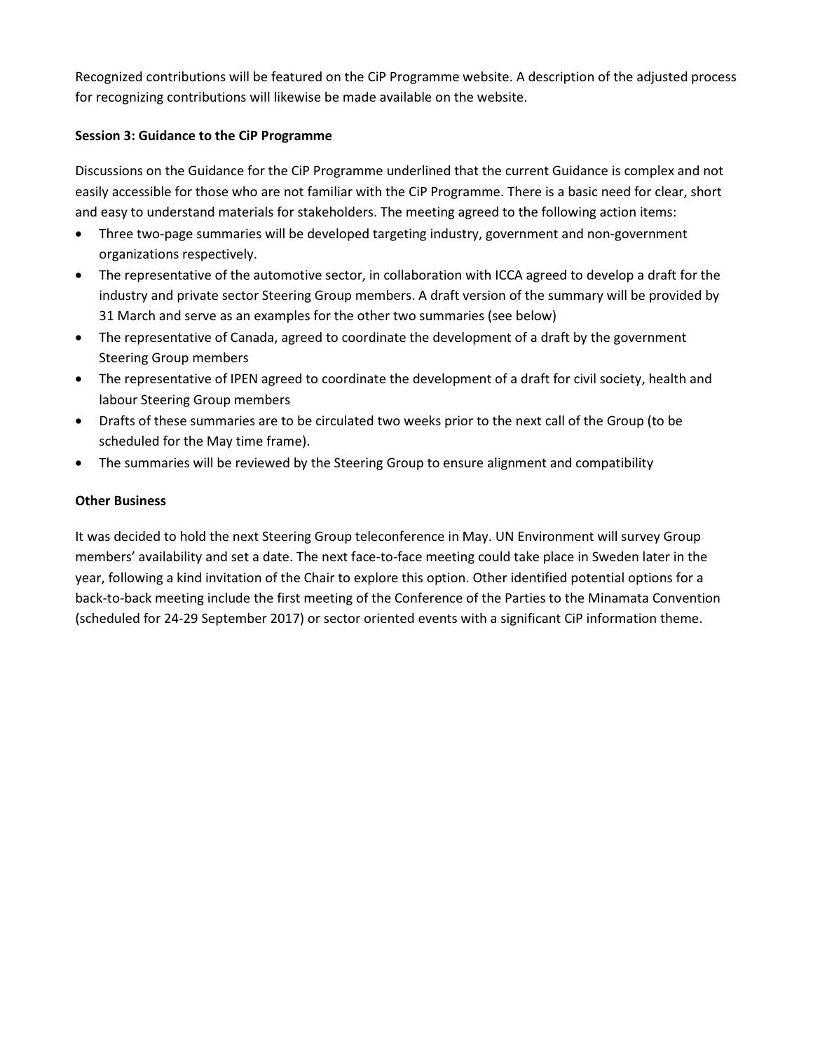Recognized contributions will be featured on the CiP Programme website. A description of the adjusted process for recognizing contributions will likewise be made available on the website.

**Session 3: Guidance to the CiP Programme**

Discussions on the Guidance for the CiP Programme underlined that the current Guidance is complex and not easily accessible for those who are not familiar with the CiP Programme. There is a basic need for clear, short and easy to understand materials for stakeholders. The meeting agreed to the following action items:

- Three two-page summaries will be developed targeting industry, government and non-government organizations respectively.
- The representative of the automotive sector, in collaboration with ICCA agreed to develop a draft for the industry and private sector Steering Group members. A draft version of the summary will be provided by 31 March and serve as an examples for the other two summaries (see below)
- The representative of Canada, agreed to coordinate the development of a draft by the government Steering Group members
- The representative of IPEN agreed to coordinate the development of a draft for civil society, health and labour Steering Group members
- Drafts of these summaries are to be circulated two weeks prior to the next call of the Group (to be scheduled for the May time frame).
- The summaries will be reviewed by the Steering Group to ensure alignment and compatibility

**Other Business**

It was decided to hold the next Steering Group teleconference in May. UN Environment will survey Group members' availability and set a date. The next face-to-face meeting could take place in Sweden later in the year, following a kind invitation of the Chair to explore this option. Other identified potential options for a back-to-back meeting include the first meeting of the Conference of the Parties to the Minamata Convention (scheduled for 24-29 September 2017) or sector oriented events with a significant CiP information theme.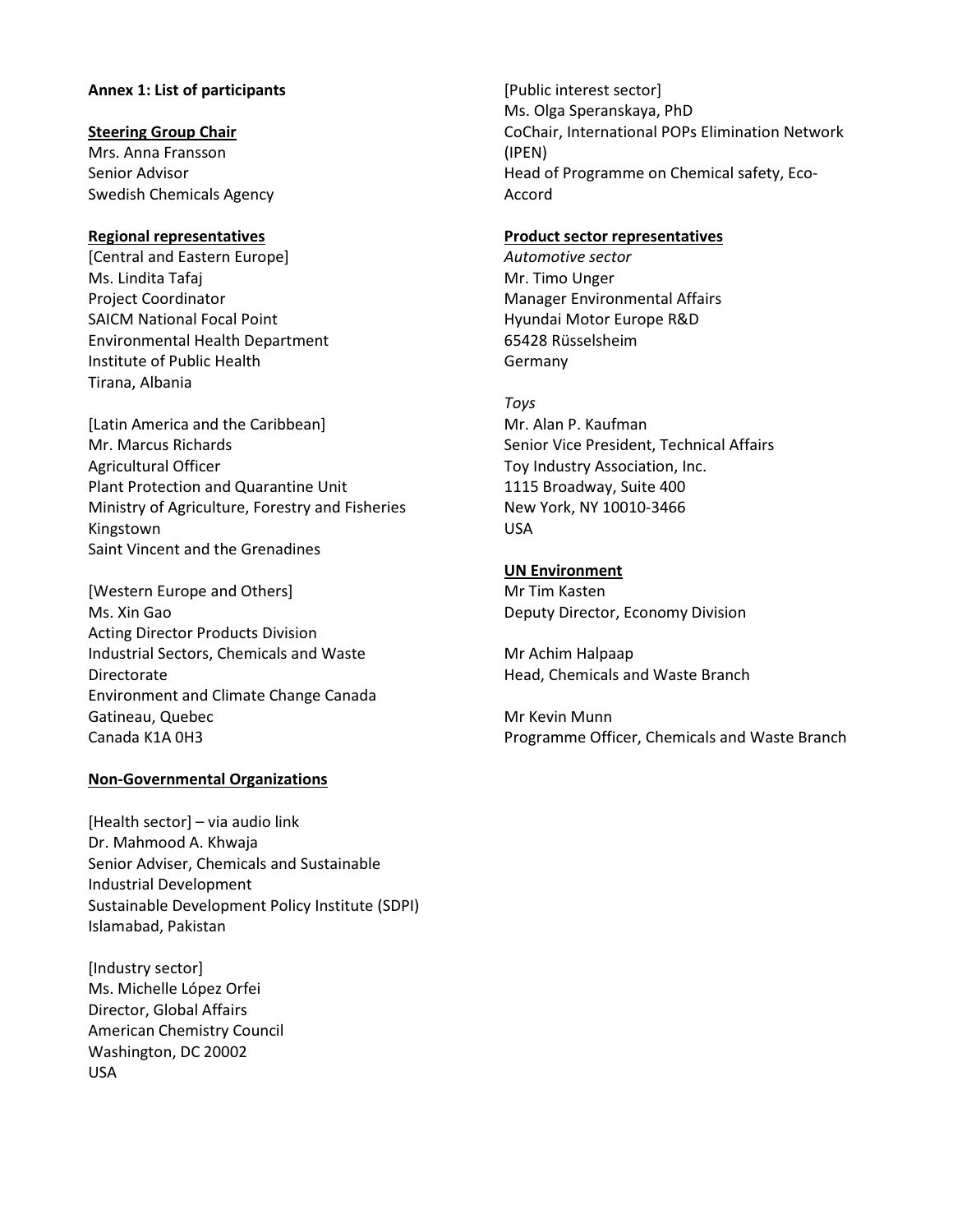**Annex 1: List of participants**

**Steering Group Chair**

Mrs. Anna Fransson
Senior Advisor
Swedish Chemicals Agency

**Regional representatives**

[Central and Eastern Europe]
Ms. Lindita Tafaj
Project Coordinator
SAICM National Focal Point
Environmental Health Department
Institute of Public Health
Tirana, Albania

[Latin America and the Caribbean]
Mr. Marcus Richards
Agricultural Officer
Plant Protection and Quarantine Unit
Ministry of Agriculture, Forestry and Fisheries
Kingstown
Saint Vincent and the Grenadines

[Western Europe and Others]
Ms. Xin Gao
Acting Director Products Division
Industrial Sectors, Chemicals and Waste Directorate
Environment and Climate Change Canada
Gatineau, Quebec
Canada K1A 0H3

**Non-Governmental Organizations**

[Health sector] – via audio link
Dr. Mahmood A. Khwaja
Senior Adviser, Chemicals and Sustainable Industrial Development
Sustainable Development Policy Institute (SDPI)
Islamabad, Pakistan

[Industry sector]
Ms. Michelle López Orfei
Director, Global Affairs
American Chemistry Council
Washington, DC 20002
USA

[Public interest sector]
Ms. Olga Speranskaya, PhD
CoChair, International POPs Elimination Network (IPEN)
Head of Programme on Chemical safety, Eco-Accord

**Product sector representatives**

*Automotive sector*
Mr. Timo Unger
Manager Environmental Affairs
Hyundai Motor Europe R&D
65428 Rüsselsheim
Germany

*Toys*
Mr. Alan P. Kaufman
Senior Vice President, Technical Affairs
Toy Industry Association, Inc.
1115 Broadway, Suite 400
New York, NY 10010-3466
USA

**UN Environment**

Mr Tim Kasten
Deputy Director, Economy Division

Mr Achim Halpaap
Head, Chemicals and Waste Branch

Mr Kevin Munn
Programme Officer, Chemicals and Waste Branch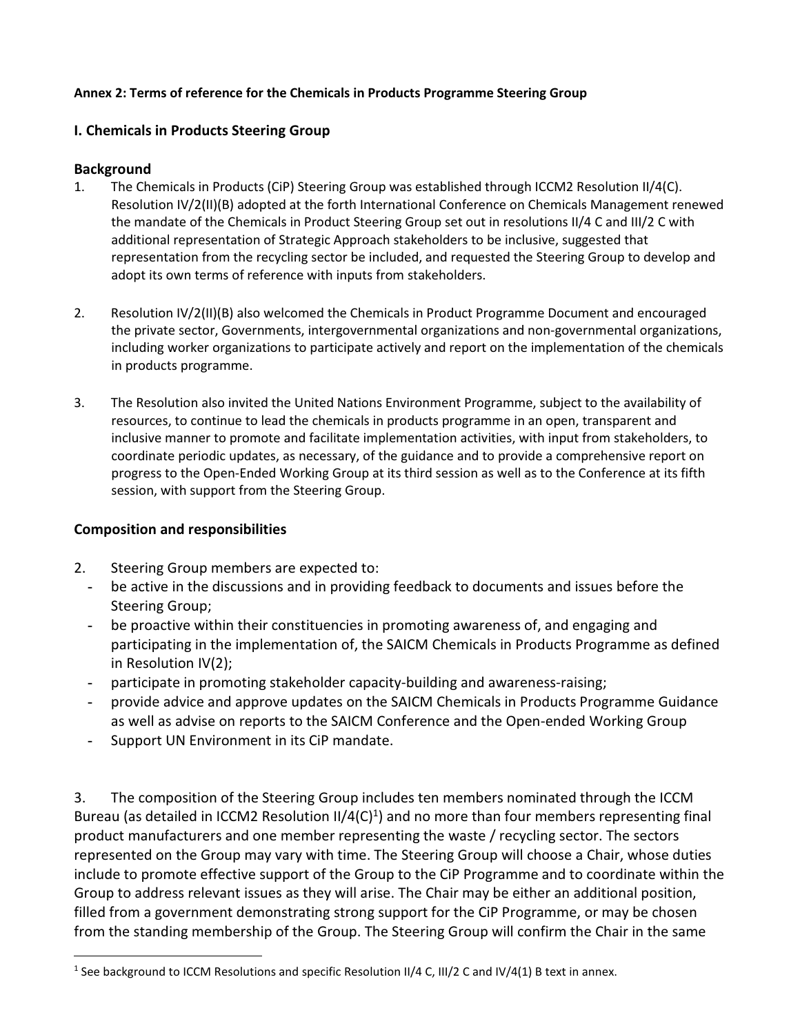**Annex 2: Terms of reference for the Chemicals in Products Programme Steering Group**

## I. Chemicals in Products Steering Group

### Background

1. The Chemicals in Products (CiP) Steering Group was established through ICCM2 Resolution II/4(C). Resolution IV/2(II)(B) adopted at the forth International Conference on Chemicals Management renewed the mandate of the Chemicals in Product Steering Group set out in resolutions II/4 C and III/2 C with additional representation of Strategic Approach stakeholders to be inclusive, suggested that representation from the recycling sector be included, and requested the Steering Group to develop and adopt its own terms of reference with inputs from stakeholders.

2. Resolution IV/2(II)(B) also welcomed the Chemicals in Product Programme Document and encouraged the private sector, Governments, intergovernmental organizations and non-governmental organizations, including worker organizations to participate actively and report on the implementation of the chemicals in products programme.

3. The Resolution also invited the United Nations Environment Programme, subject to the availability of resources, to continue to lead the chemicals in products programme in an open, transparent and inclusive manner to promote and facilitate implementation activities, with input from stakeholders, to coordinate periodic updates, as necessary, of the guidance and to provide a comprehensive report on progress to the Open-Ended Working Group at its third session as well as to the Conference at its fifth session, with support from the Steering Group.

### Composition and responsibilities

2. Steering Group members are expected to:
   - be active in the discussions and in providing feedback to documents and issues before the Steering Group;
   - be proactive within their constituencies in promoting awareness of, and engaging and participating in the implementation of, the SAICM Chemicals in Products Programme as defined in Resolution IV(2);
   - participate in promoting stakeholder capacity-building and awareness-raising;
   - provide advice and approve updates on the SAICM Chemicals in Products Programme Guidance as well as advise on reports to the SAICM Conference and the Open-ended Working Group
   - Support UN Environment in its CiP mandate.

3. The composition of the Steering Group includes ten members nominated through the ICCM Bureau (as detailed in ICCM2 Resolution II/4(C)[1]) and no more than four members representing final product manufacturers and one member representing the waste / recycling sector. The sectors represented on the Group may vary with time. The Steering Group will choose a Chair, whose duties include to promote effective support of the Group to the CiP Programme and to coordinate within the Group to address relevant issues as they will arise. The Chair may be either an additional position, filled from a government demonstrating strong support for the CiP Programme, or may be chosen from the standing membership of the Group. The Steering Group will confirm the Chair in the same

[1] See background to ICCM Resolutions and specific Resolution II/4 C, III/2 C and IV/4(1) B text in annex.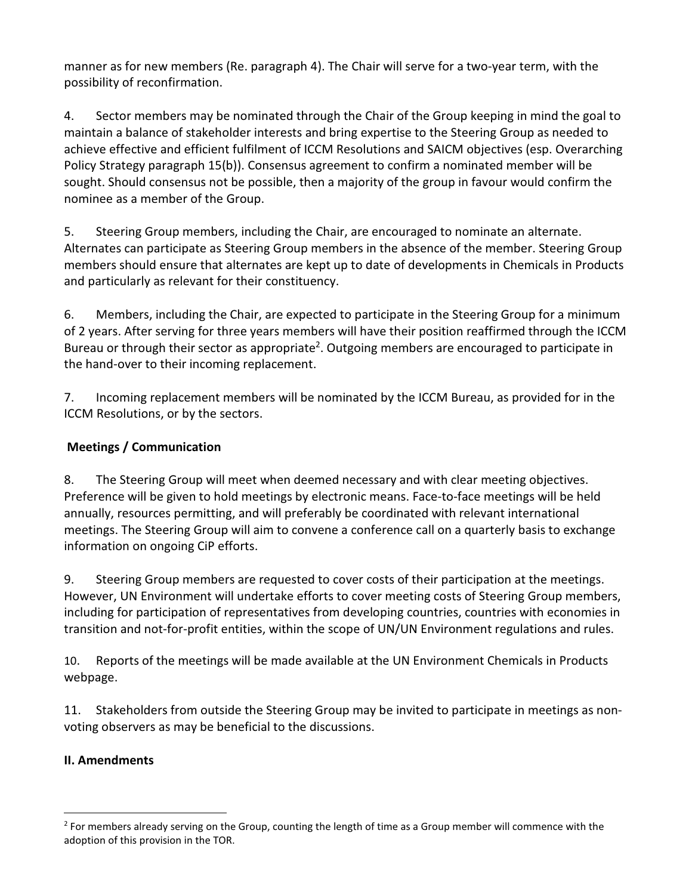manner as for new members (Re. paragraph 4). The Chair will serve for a two-year term, with the possibility of reconfirmation.

4. Sector members may be nominated through the Chair of the Group keeping in mind the goal to maintain a balance of stakeholder interests and bring expertise to the Steering Group as needed to achieve effective and efficient fulfilment of ICCM Resolutions and SAICM objectives (esp. Overarching Policy Strategy paragraph 15(b)). Consensus agreement to confirm a nominated member will be sought. Should consensus not be possible, then a majority of the group in favour would confirm the nominee as a member of the Group.

5. Steering Group members, including the Chair, are encouraged to nominate an alternate. Alternates can participate as Steering Group members in the absence of the member. Steering Group members should ensure that alternates are kept up to date of developments in Chemicals in Products and particularly as relevant for their constituency.

6. Members, including the Chair, are expected to participate in the Steering Group for a minimum of 2 years. After serving for three years members will have their position reaffirmed through the ICCM Bureau or through their sector as appropriate[2]. Outgoing members are encouraged to participate in the hand-over to their incoming replacement.

7. Incoming replacement members will be nominated by the ICCM Bureau, as provided for in the ICCM Resolutions, or by the sectors.

**Meetings / Communication**

8. The Steering Group will meet when deemed necessary and with clear meeting objectives. Preference will be given to hold meetings by electronic means. Face-to-face meetings will be held annually, resources permitting, and will preferably be coordinated with relevant international meetings. The Steering Group will aim to convene a conference call on a quarterly basis to exchange information on ongoing CiP efforts.

9. Steering Group members are requested to cover costs of their participation at the meetings. However, UN Environment will undertake efforts to cover meeting costs of Steering Group members, including for participation of representatives from developing countries, countries with economies in transition and not-for-profit entities, within the scope of UN/UN Environment regulations and rules.

10. Reports of the meetings will be made available at the UN Environment Chemicals in Products webpage.

11. Stakeholders from outside the Steering Group may be invited to participate in meetings as non-voting observers as may be beneficial to the discussions.

**II. Amendments**

[2] For members already serving on the Group, counting the length of time as a Group member will commence with the adoption of this provision in the TOR.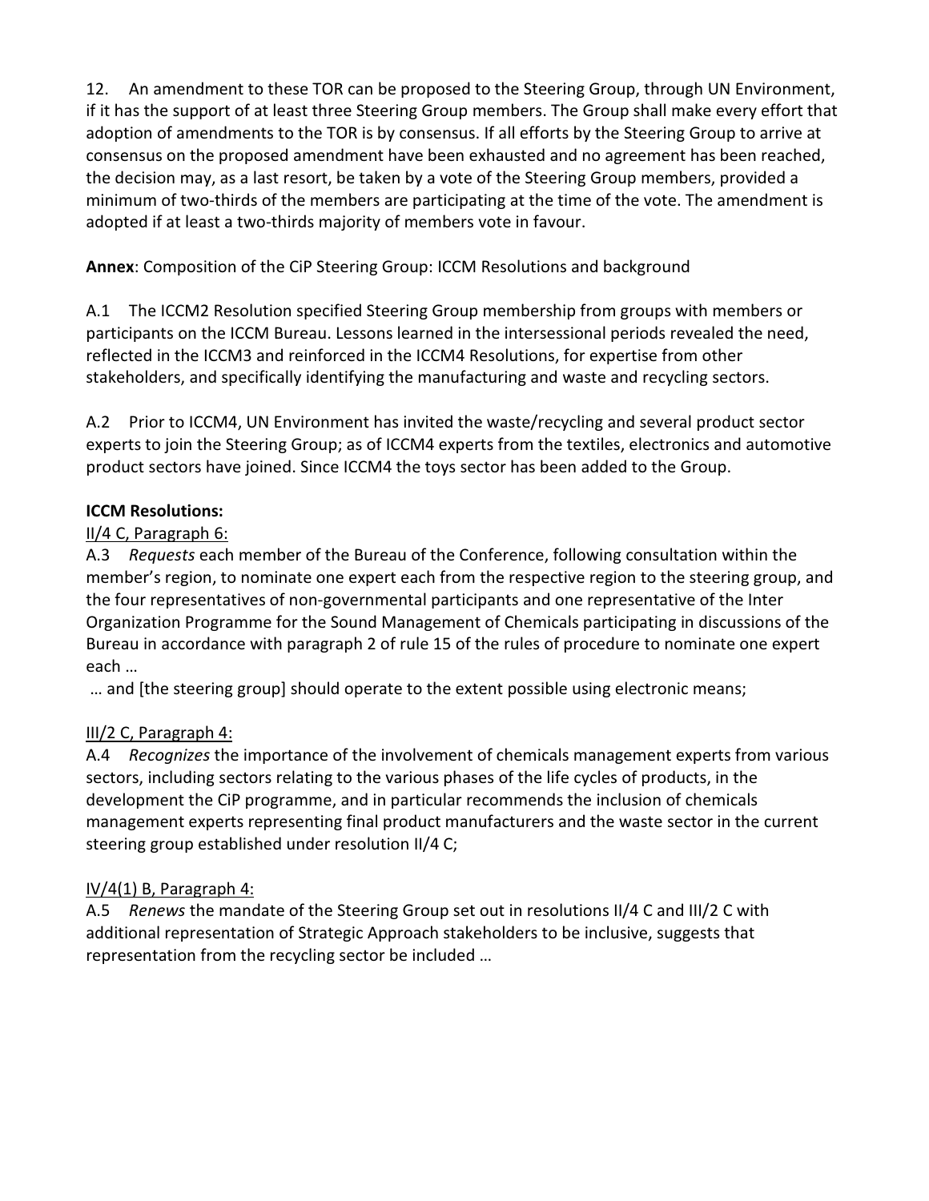12. An amendment to these TOR can be proposed to the Steering Group, through UN Environment, if it has the support of at least three Steering Group members. The Group shall make every effort that adoption of amendments to the TOR is by consensus. If all efforts by the Steering Group to arrive at consensus on the proposed amendment have been exhausted and no agreement has been reached, the decision may, as a last resort, be taken by a vote of the Steering Group members, provided a minimum of two-thirds of the members are participating at the time of the vote. The amendment is adopted if at least a two-thirds majority of members vote in favour.

**Annex**: Composition of the CiP Steering Group: ICCM Resolutions and background

A.1 The ICCM2 Resolution specified Steering Group membership from groups with members or participants on the ICCM Bureau. Lessons learned in the intersessional periods revealed the need, reflected in the ICCM3 and reinforced in the ICCM4 Resolutions, for expertise from other stakeholders, and specifically identifying the manufacturing and waste and recycling sectors.

A.2 Prior to ICCM4, UN Environment has invited the waste/recycling and several product sector experts to join the Steering Group; as of ICCM4 experts from the textiles, electronics and automotive product sectors have joined. Since ICCM4 the toys sector has been added to the Group.

**ICCM Resolutions:**

<u>II/4 C, Paragraph 6:</u>

A.3 *Requests* each member of the Bureau of the Conference, following consultation within the member's region, to nominate one expert each from the respective region to the steering group, and the four representatives of non-governmental participants and one representative of the Inter Organization Programme for the Sound Management of Chemicals participating in discussions of the Bureau in accordance with paragraph 2 of rule 15 of the rules of procedure to nominate one expert each …

… and [the steering group] should operate to the extent possible using electronic means;

<u>III/2 C, Paragraph 4:</u>

A.4 *Recognizes* the importance of the involvement of chemicals management experts from various sectors, including sectors relating to the various phases of the life cycles of products, in the development the CiP programme, and in particular recommends the inclusion of chemicals management experts representing final product manufacturers and the waste sector in the current steering group established under resolution II/4 C;

<u>IV/4(1) B, Paragraph 4:</u>

A.5 *Renews* the mandate of the Steering Group set out in resolutions II/4 C and III/2 C with additional representation of Strategic Approach stakeholders to be inclusive, suggests that representation from the recycling sector be included …